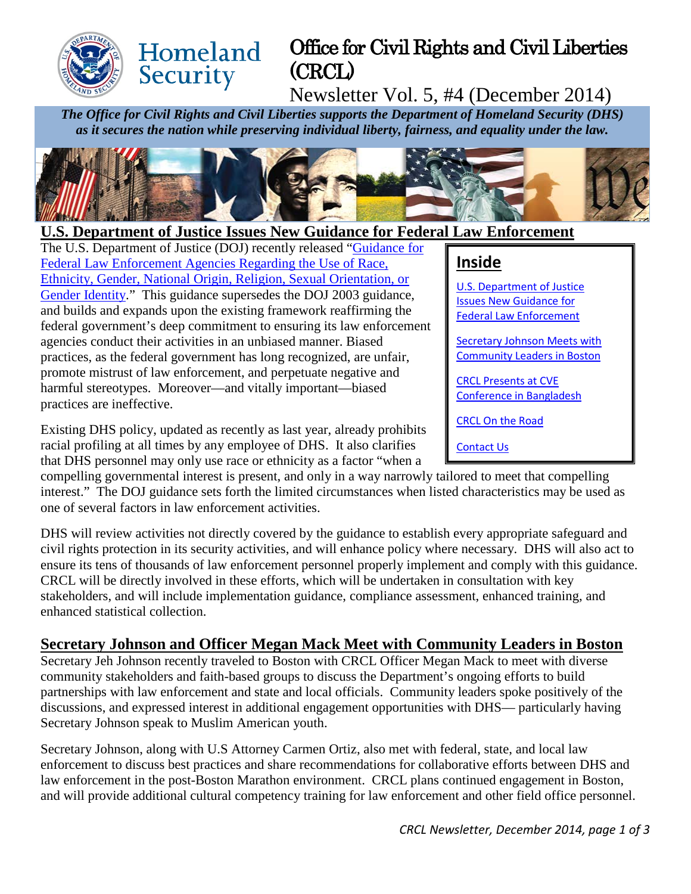# Office for Civil Rights and Civil Liberties (CRCL)

## Newsletter Vol. 5, #4 (December 2014)

***The Office for Civil Rights and Civil Liberties supports the Department of Homeland Security (DHS) as it secures the nation while preserving individual liberty, fairness, and equality under the law.***

**Inside**

- U.S. Department of Justice Issues New Guidance for Federal Law Enforcement
- Secretary Johnson Meets with Community Leaders in Boston
- CRCL Presents at CVE Conference in Bangladesh
- CRCL On the Road
- Contact Us

## U.S. Department of Justice Issues New Guidance for Federal Law Enforcement

The U.S. Department of Justice (DOJ) recently released "Guidance for Federal Law Enforcement Agencies Regarding the Use of Race, Ethnicity, Gender, National Origin, Religion, Sexual Orientation, or Gender Identity." This guidance supersedes the DOJ 2003 guidance, and builds and expands upon the existing framework reaffirming the federal government's deep commitment to ensuring its law enforcement agencies conduct their activities in an unbiased manner. Biased practices, as the federal government has long recognized, are unfair, promote mistrust of law enforcement, and perpetuate negative and harmful stereotypes. Moreover—and vitally important—biased practices are ineffective.

Existing DHS policy, updated as recently as last year, already prohibits racial profiling at all times by any employee of DHS. It also clarifies that DHS personnel may only use race or ethnicity as a factor "when a compelling governmental interest is present, and only in a way narrowly tailored to meet that compelling interest." The DOJ guidance sets forth the limited circumstances when listed characteristics may be used as one of several factors in law enforcement activities.

DHS will review activities not directly covered by the guidance to establish every appropriate safeguard and civil rights protection in its security activities, and will enhance policy where necessary. DHS will also act to ensure its tens of thousands of law enforcement personnel properly implement and comply with this guidance. CRCL will be directly involved in these efforts, which will be undertaken in consultation with key stakeholders, and will include implementation guidance, compliance assessment, enhanced training, and enhanced statistical collection.

## Secretary Johnson and Officer Megan Mack Meet with Community Leaders in Boston

Secretary Jeh Johnson recently traveled to Boston with CRCL Officer Megan Mack to meet with diverse community stakeholders and faith-based groups to discuss the Department's ongoing efforts to build partnerships with law enforcement and state and local officials. Community leaders spoke positively of the discussions, and expressed interest in additional engagement opportunities with DHS— particularly having Secretary Johnson speak to Muslim American youth.

Secretary Johnson, along with U.S Attorney Carmen Ortiz, also met with federal, state, and local law enforcement to discuss best practices and share recommendations for collaborative efforts between DHS and law enforcement in the post-Boston Marathon environment. CRCL plans continued engagement in Boston, and will provide additional cultural competency training for law enforcement and other field office personnel.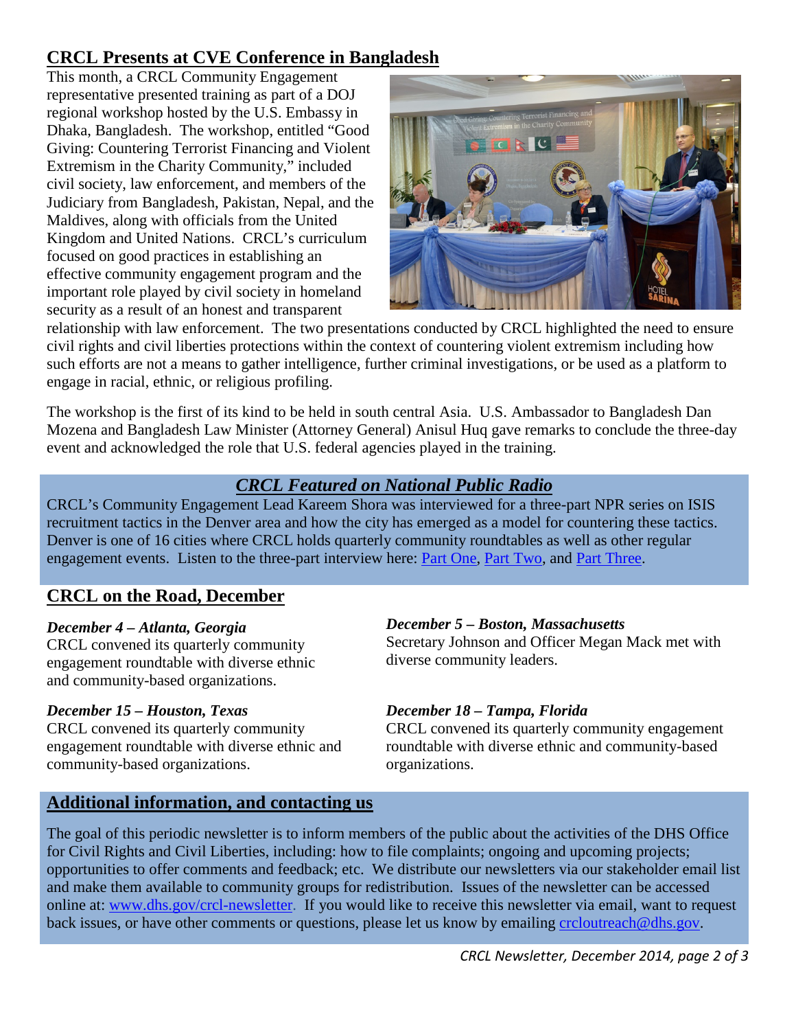## CRCL Presents at CVE Conference in Bangladesh

This month, a CRCL Community Engagement representative presented training as part of a DOJ regional workshop hosted by the U.S. Embassy in Dhaka, Bangladesh. The workshop, entitled "Good Giving: Countering Terrorist Financing and Violent Extremism in the Charity Community," included civil society, law enforcement, and members of the Judiciary from Bangladesh, Pakistan, Nepal, and the Maldives, along with officials from the United Kingdom and United Nations. CRCL's curriculum focused on good practices in establishing an effective community engagement program and the important role played by civil society in homeland security as a result of an honest and transparent relationship with law enforcement. The two presentations conducted by CRCL highlighted the need to ensure civil rights and civil liberties protections within the context of countering violent extremism including how such efforts are not a means to gather intelligence, further criminal investigations, or be used as a platform to engage in racial, ethnic, or religious profiling.

The workshop is the first of its kind to be held in south central Asia. U.S. Ambassador to Bangladesh Dan Mozena and Bangladesh Law Minister (Attorney General) Anisul Huq gave remarks to conclude the three-day event and acknowledged the role that U.S. federal agencies played in the training.

## *CRCL Featured on National Public Radio*

CRCL's Community Engagement Lead Kareem Shora was interviewed for a three-part NPR series on ISIS recruitment tactics in the Denver area and how the city has emerged as a model for countering these tactics. Denver is one of 16 cities where CRCL holds quarterly community roundtables as well as other regular engagement events. Listen to the three-part interview here: Part One, Part Two, and Part Three.

## CRCL on the Road, December

***December 4 – Atlanta, Georgia***
CRCL convened its quarterly community engagement roundtable with diverse ethnic and community-based organizations.

***December 5 – Boston, Massachusetts***
Secretary Johnson and Officer Megan Mack met with diverse community leaders.

***December 15 – Houston, Texas***
CRCL convened its quarterly community engagement roundtable with diverse ethnic and community-based organizations.

***December 18 – Tampa, Florida***
CRCL convened its quarterly community engagement roundtable with diverse ethnic and community-based organizations.

## Additional information, and contacting us

The goal of this periodic newsletter is to inform members of the public about the activities of the DHS Office for Civil Rights and Civil Liberties, including: how to file complaints; ongoing and upcoming projects; opportunities to offer comments and feedback; etc. We distribute our newsletters via our stakeholder email list and make them available to community groups for redistribution. Issues of the newsletter can be accessed online at: www.dhs.gov/crcl-newsletter. If you would like to receive this newsletter via email, want to request back issues, or have other comments or questions, please let us know by emailing crcloutreach@dhs.gov.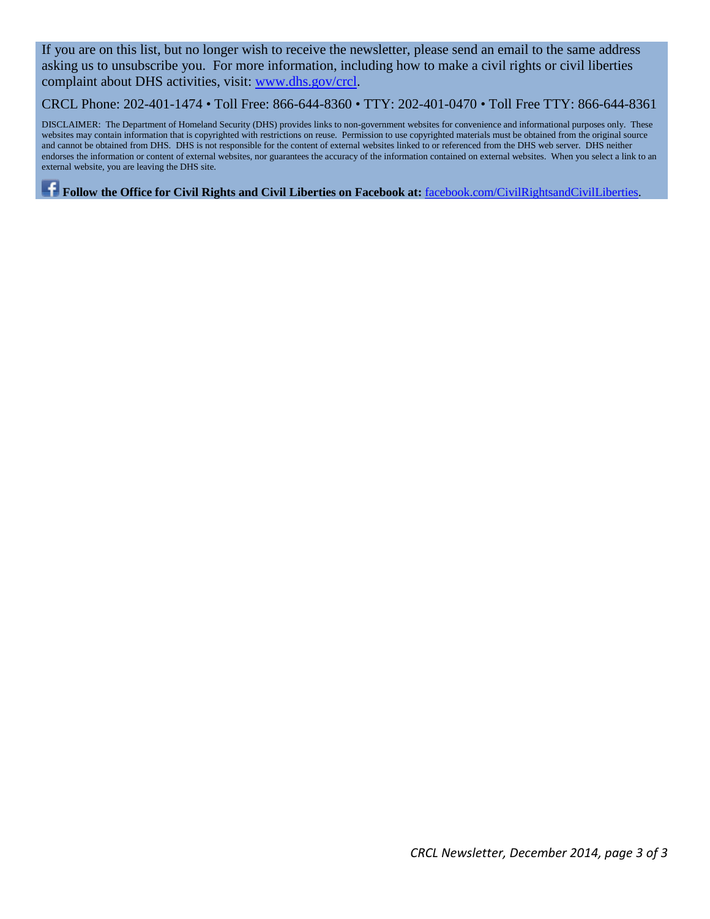If you are on this list, but no longer wish to receive the newsletter, please send an email to the same address asking us to unsubscribe you. For more information, including how to make a civil rights or civil liberties complaint about DHS activities, visit: [www.dhs.gov/crcl](http://www.dhs.gov/crcl).

CRCL Phone: 202-401-1474 • Toll Free: 866-644-8360 • TTY: 202-401-0470 • Toll Free TTY: 866-644-8361

DISCLAIMER: The Department of Homeland Security (DHS) provides links to non-government websites for convenience and informational purposes only. These websites may contain information that is copyrighted with restrictions on reuse. Permission to use copyrighted materials must be obtained from the original source and cannot be obtained from DHS. DHS is not responsible for the content of external websites linked to or referenced from the DHS web server. DHS neither endorses the information or content of external websites, nor guarantees the accuracy of the information contained on external websites. When you select a link to an external website, you are leaving the DHS site.

**Follow the Office for Civil Rights and Civil Liberties on Facebook at:** [facebook.com/CivilRightsandCivilLiberties](http://facebook.com/CivilRightsandCivilLiberties).